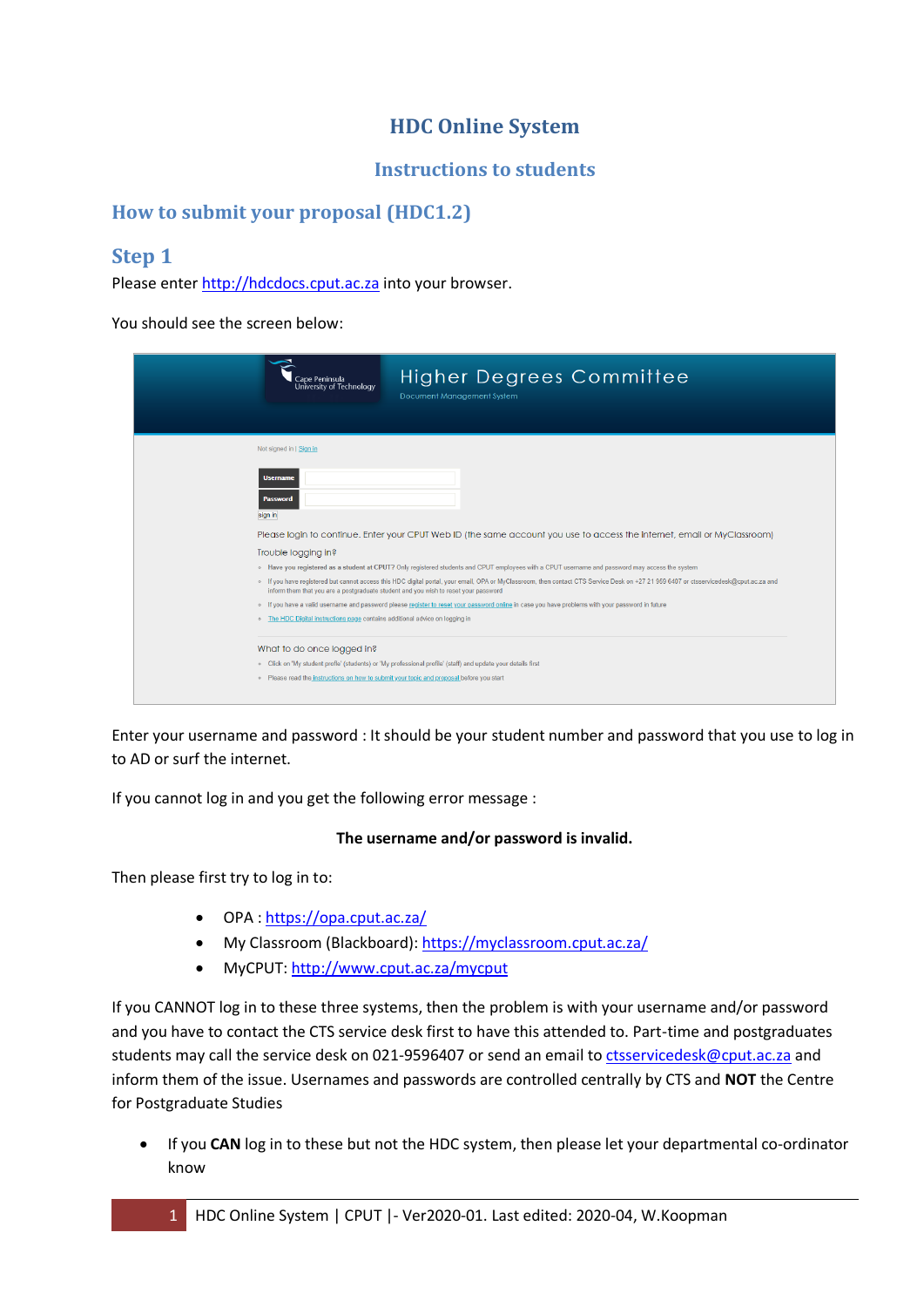# HDC Online System

## Instructions to students

## How to submit your proposal (HDC1.2)

### Step 1

Please enter http://hdcdocs.cput.ac.za into your browser.

You should see the screen below:

Enter your username and password : It should be your student number and password that you use to log in to AD or surf the internet.

If you cannot log in and you get the following error message :

**The username and/or password is invalid.**

Then please first try to log in to:

- OPA : https://opa.cput.ac.za/
- My Classroom (Blackboard): https://myclassroom.cput.ac.za/
- MyCPUT: http://www.cput.ac.za/mycput

If you CANNOT log in to these three systems, then the problem is with your username and/or password and you have to contact the CTS service desk first to have this attended to. Part-time and postgraduates students may call the service desk on 021-9596407 or send an email to ctsservicedesk@cput.ac.za and inform them of the issue. Usernames and passwords are controlled centrally by CTS and **NOT** the Centre for Postgraduate Studies

- If you **CAN** log in to these but not the HDC system, then please let your departmental co-ordinator know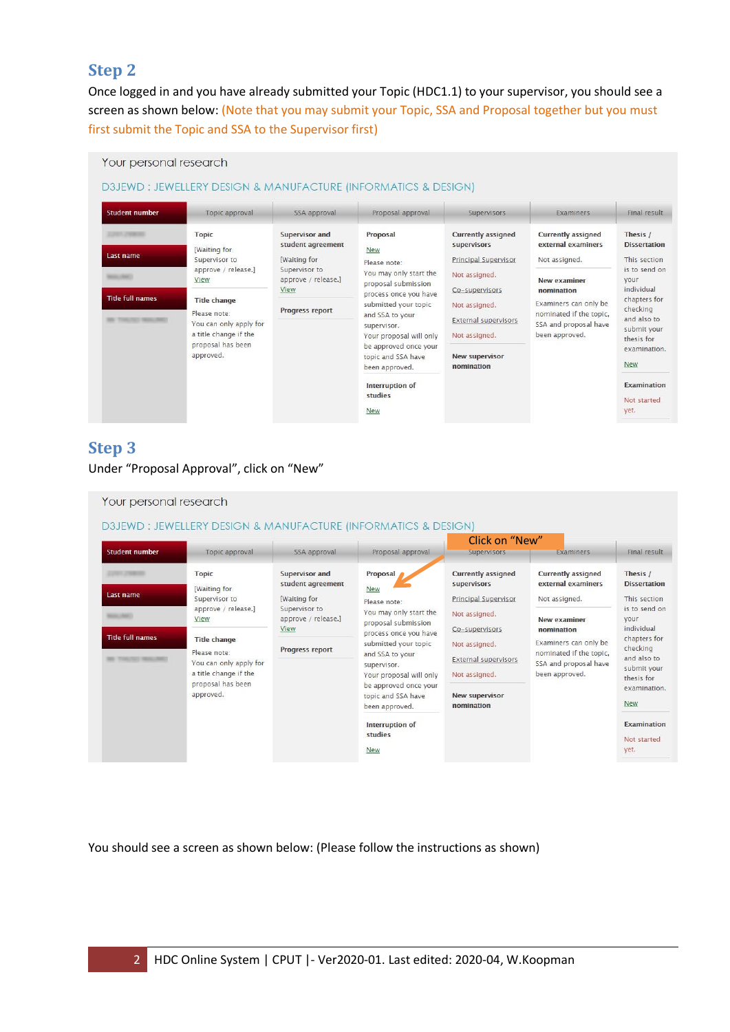## Step 2

Once logged in and you have already submitted your Topic (HDC1.1) to your supervisor, you should see a screen as shown below: (Note that you may submit your Topic, SSA and Proposal together but you must first submit the Topic and SSA to the Supervisor first)

Your personal research

D3JEWD : JEWELLERY DESIGN & MANUFACTURE (INFORMATICS & DESIGN)

| Student number | Topic approval | SSA approval | Proposal approval | Supervisors | Examiners | Final result |
|---|---|---|---|---|---|---|
| Last name | Topic<br>[Waiting for Supervisor to approve / release.]<br>View | Supervisor and student agreement<br>[Waiting for Supervisor to approve / release.]<br>View | Proposal<br>New<br>Please note: You may only start the proposal submission process once you have submitted your topic and SSA to your supervisor. Your proposal will only be approved once your topic and SSA have been approved. | Currently assigned supervisors<br>Principal Supervisor<br>Not assigned.<br>Co-supervisors<br>Not assigned.<br>External supervisors<br>Not assigned. | Currently assigned external examiners<br>Not assigned. | Thesis / Dissertation<br>This section is to send on your individual chapters for checking and also to submit your thesis for examination.<br>New |
| Title full names | Title change<br>Please note: You can only apply for a title change if the proposal has been approved. | Progress report | Interruption of studies<br>New | New supervisor nomination | New examiner nomination<br>Examiners can only be nominated if the topic, SSA and proposal have been approved. | Examination<br>Not started yet. |

## Step 3

Under "Proposal Approval", click on "New"

Your personal research

D3JEWD : JEWELLERY DESIGN & MANUFACTURE (INFORMATICS & DESIGN)

Click on "New"

| Student number | Topic approval | SSA approval | Proposal approval | Supervisors | Examiners | Final result |
|---|---|---|---|---|---|---|
| Last name | Topic<br>[Waiting for Supervisor to approve / release.]<br>View | Supervisor and student agreement<br>[Waiting for Supervisor to approve / release.]<br>View | Proposal<br>New<br>Please note: You may only start the proposal submission process once you have submitted your topic and SSA to your supervisor. Your proposal will only be approved once your topic and SSA have been approved. | Currently assigned supervisors<br>Principal Supervisor<br>Not assigned.<br>Co-supervisors<br>Not assigned.<br>External supervisors<br>Not assigned. | Currently assigned external examiners<br>Not assigned. | Thesis / Dissertation<br>This section is to send on your individual chapters for checking and also to submit your thesis for examination.<br>New |
| Title full names | Title change<br>Please note: You can only apply for a title change if the proposal has been approved. | Progress report | Interruption of studies<br>New | New supervisor nomination | New examiner nomination<br>Examiners can only be nominated if the topic, SSA and proposal have been approved. | Examination<br>Not started yet. |

You should see a screen as shown below: (Please follow the instructions as shown)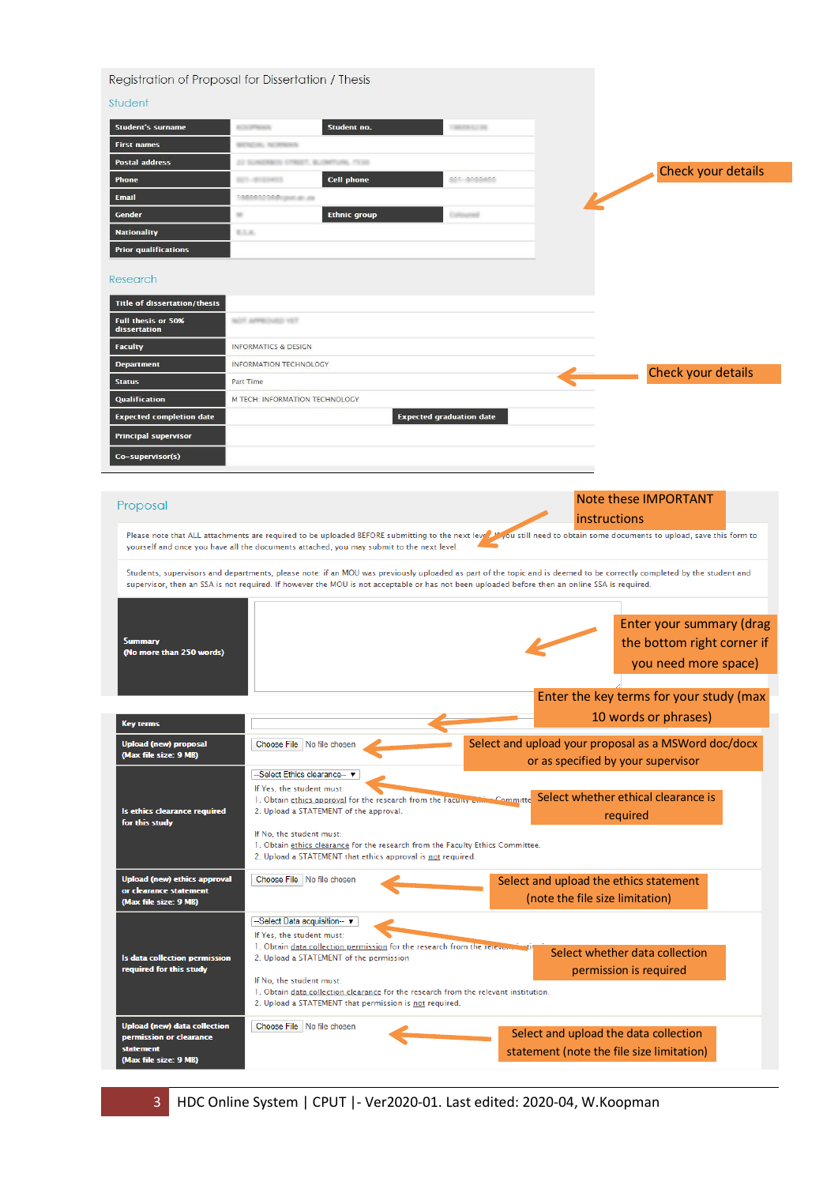## Registration of Proposal for Dissertation / Thesis

### Student

| Student's surname | KOOPMAN | Student no. | 198093236 |
|---|---|---|---|
| First names | WENDAL NORMAN | | |
| Postal address | 22 SUNBIRDS STREET, BLOMTUIN, 7530 | | |
| Phone | 021-9103455 | Cell phone | 021-9103455 |
| Email | 198093236@cput.ac.za | | |
| Gender | M | Ethnic group | Coloured |
| Nationality | R.S.A. | | |
| Prior qualifications | | | |

Check your details

### Research

| Title of dissertation/thesis | | | |
|---|---|---|---|
| Full thesis or 50% dissertation | NOT APPROVED YET | | |
| Faculty | INFORMATICS & DESIGN | | |
| Department | INFORMATION TECHNOLOGY | | |
| Status | Part Time | | |
| Qualification | M TECH: INFORMATION TECHNOLOGY | | |
| Expected completion date | | Expected graduation date | |
| Principal supervisor | | | |
| Co-supervisor(s) | | | |

Check your details

### Proposal

Note these IMPORTANT instructions

Please note that ALL attachments are required to be uploaded BEFORE submitting to the next level. If you still need to obtain some documents to upload, save this form to yourself and once you have all the documents attached, you may submit to the next level.

Students, supervisors and departments, please note: if an MOU was previously uploaded as part of the topic and is deemed to be correctly completed by the student and supervisor, then an SSA is not required. If however the MOU is not acceptable or has not been uploaded before then an online SSA is required.

| Field | Input | Instruction |
|---|---|---|
| Summary (No more than 250 words) | | Enter your summary (drag the bottom right corner if you need more space) |
| Key terms | | Enter the key terms for your study (max 10 words or phrases) |
| Upload (new) proposal (Max file size: 9 MB) | Choose File No file chosen | Select and upload your proposal as a MSWord doc/docx or as specified by your supervisor |
| Is ethics clearance required for this study | --Select Ethics clearance-- <br> If Yes, the student must: <br> 1. Obtain ethics approval for the research from the Faculty Ethics Committee <br> 2. Upload a STATEMENT of the approval. <br> If No, the student must: <br> 1. Obtain ethics clearance for the research from the Faculty Ethics Committee. <br> 2. Upload a STATEMENT that ethics approval is not required. | Select whether ethical clearance is required |
| Upload (new) ethics approval or clearance statement (Max file size: 9 MB) | Choose File No file chosen | Select and upload the ethics statement (note the file size limitation) |
| Is data collection permission required for this study | --Select Data acquisition-- <br> If Yes, the student must: <br> 1. Obtain data collection permission for the research from the relevant institution <br> 2. Upload a STATEMENT of the permission <br> If No, the student must: <br> 1. Obtain data collection clearance for the research from the relevant institution. <br> 2. Upload a STATEMENT that permission is not required. | Select whether data collection permission is required |
| Upload (new) data collection permission or clearance statement (Max file size: 9 MB) | Choose File No file chosen | Select and upload the data collection statement (note the file size limitation) |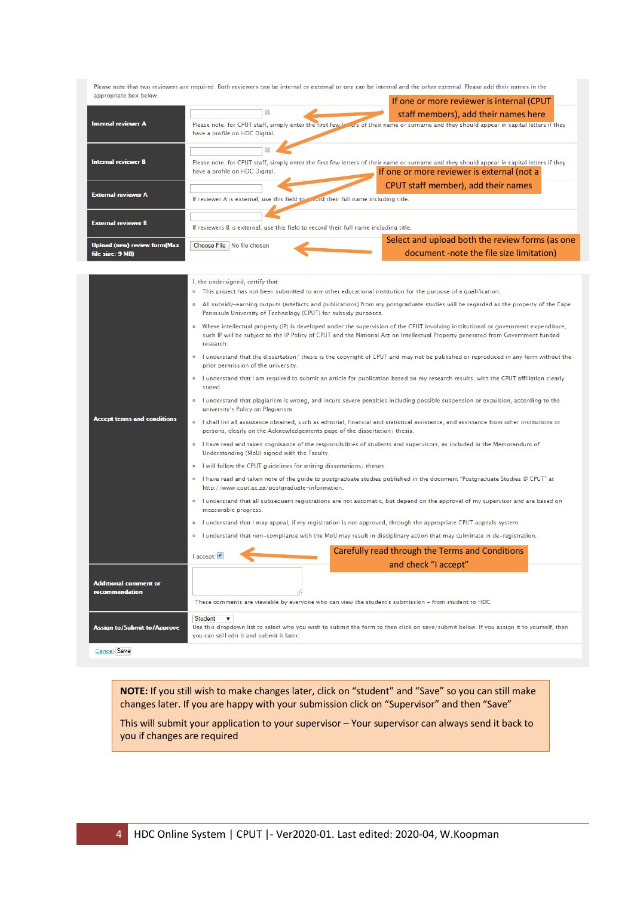Please note that two reviewers are required. Both reviewers can be internal or external or one can be internal and the other external. Please add their names in the appropriate box below.

**If one or more reviewer is internal (CPUT staff members), add their names here**

| | |
|---|---|
| **Internal reviewer A** | Please note, for CPUT staff, simply enter the first few letters of their name or surname and they should appear in capital letters if they have a profile on HDC Digital. |
| **Internal reviewer B** | Please note, for CPUT staff, simply enter the first few letters of their name or surname and they should appear in capital letters if they have a profile on HDC Digital. |
| **External reviewer A** | If reviewer A is external, use this field to record their full name including title. |
| **External reviewer B** | If reviewers B is external, use this field to record their full name including title. |
| **Upload (new) review form(Max file size: 9 MB)** | Choose File No file chosen |

**If one or more reviewer is external (not a CPUT staff member), add their names**

**Select and upload both the review forms (as one document -note the file size limitation)**

**Accept terms and conditions**

I, the undersigned, certify that:

- This project has not been submitted to any other educational institution for the purpose of a qualification.
- All subsidy-earning outputs (artefacts and publications) from my postgraduate studies will be regarded as the property of the Cape Peninsula University of Technology (CPUT) for subsidy purposes.
- Where intellectual property (IP) is developed under the supervision of the CPUT involving institutional or government expenditure, such IP will be subject to the IP Policy of CPUT and the National Act on Intellectual Property generated from Government funded research.
- I understand that the dissertation/ thesis is the copyright of CPUT and may not be published or reproduced in any form without the prior permission of the university.
- I understand that I am required to submit an article for publication based on my research results, with the CPUT affiliation clearly stated.
- I understand that plagiarism is wrong, and incurs severe penalties including possible suspension or expulsion, according to the university's Policy on Plagiarism.
- I shall list all assistance obtained, such as editorial, financial and statistical assistance, and assistance from other institutions or persons, clearly on the Acknowledgements page of the dissertation/ thesis.
- I have read and taken cognisance of the responsibilities of students and supervisors, as included in the Memorandum of Understanding (MoU) signed with the Faculty.
- I will follow the CPUT guidelines for writing dissertations/ theses.
- I have read and taken note of the guide to postgraduate studies published in the document "Postgraduate Studies @ CPUT" at http://www.cput.ac.za/postgraduate-information.
- I understand that all subsequent registrations are not automatic, but depend on the approval of my supervisor and are based on measurable progress.
- I understand that I may appeal, if my registration is not approved, through the appropriate CPUT appeals system.
- I understand that non-compliance with the MoU may result in disciplinary action that may culminate in de-registration.

I accept: ☑

**Carefully read through the Terms and Conditions and check "I accept"**

| | |
|---|---|
| **Additional comment or recommendation** | These comments are viewable by everyone who can view the student's submission – from student to HDC |
| **Assign to/Submit to/Approve** | Student ▼<br>Use this dropdown list to select who you wish to submit the form to then click on save/submit below. If you assign it to yourself, then you can still edit it and submit it later. |

Cancel | Save

**NOTE:** If you still wish to make changes later, click on "student" and "Save" so you can still make changes later. If you are happy with your submission click on "Supervisor" and then "Save"

This will submit your application to your supervisor – Your supervisor can always send it back to you if changes are required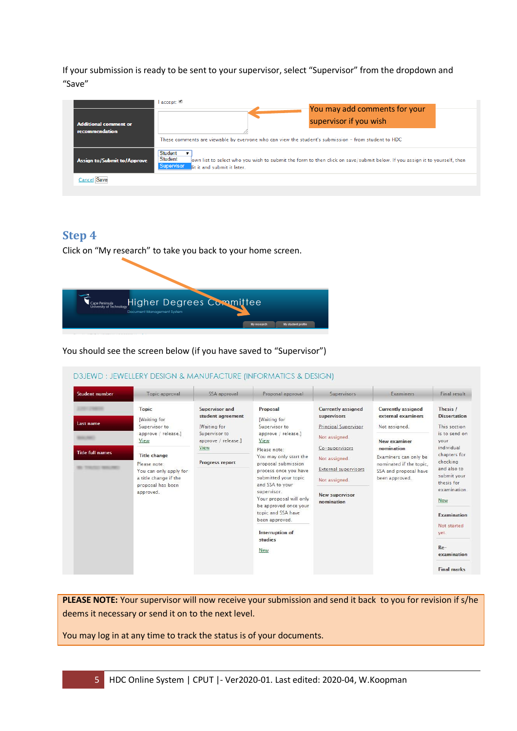If your submission is ready to be sent to your supervisor, select "Supervisor" from the dropdown and "Save"

| | |
|---|---|
| | I accept: ☑ |
| Additional comment or recommendation | These comments are viewable by everyone who can view the student's submission - from student to HDC |
| Assign to/Submit to/Approve | Student / Student / Supervisor — own list to select who you wish to submit the form to then click on save/submit below. If you assign it to yourself, then it it and submit it later. |

You may add comments for your supervisor if you wish

Cancel Save

## Step 4

Click on "My research" to take you back to your home screen.

Cape Peninsula University of Technology — Higher Degrees Committee — Document Management System

My research | My student profile

You should see the screen below (if you have saved to "Supervisor")

D3JEWD : JEWELLERY DESIGN & MANUFACTURE (INFORMATICS & DESIGN)

| Student number | Topic approval | SSA approval | Proposal approval | Supervisors | Examiners | Final result |
|---|---|---|---|---|---|---|
| Last name | **Topic** [Waiting for Supervisor to approve / release.] View | **Supervisor and student agreement** [Waiting for Supervisor to approve / release.] View | **Proposal** [Waiting for Supervisor to approve / release.] View | **Currently assigned supervisors** Principal Supervisor: Not assigned. Co-supervisors: Not assigned. External supervisors: Not assigned. | **Currently assigned external examiners** Not assigned. | **Thesis / Dissertation** This section is to send on your individual chapters for checking and also to submit your thesis for examination. New |
| Title full names | **Title change** Please note: You can only apply for a title change if the proposal has been approved. | **Progress report** | Please note: You may only start the proposal submission process once you have submitted your topic and SSA to your supervisor. Your proposal will only be approved once your topic and SSA have been approved. | **New supervisor nomination** | **New examiner nomination** Examiners can only be nominated if the topic, SSA and proposal have been approved. | **Examination** Not started yet. |
| | | | **Interruption of studies** New | | | **Re-examination** |
| | | | | | | **Final marks** |

**PLEASE NOTE:** Your supervisor will now receive your submission and send it back to you for revision if s/he deems it necessary or send it on to the next level.

You may log in at any time to track the status is of your documents.